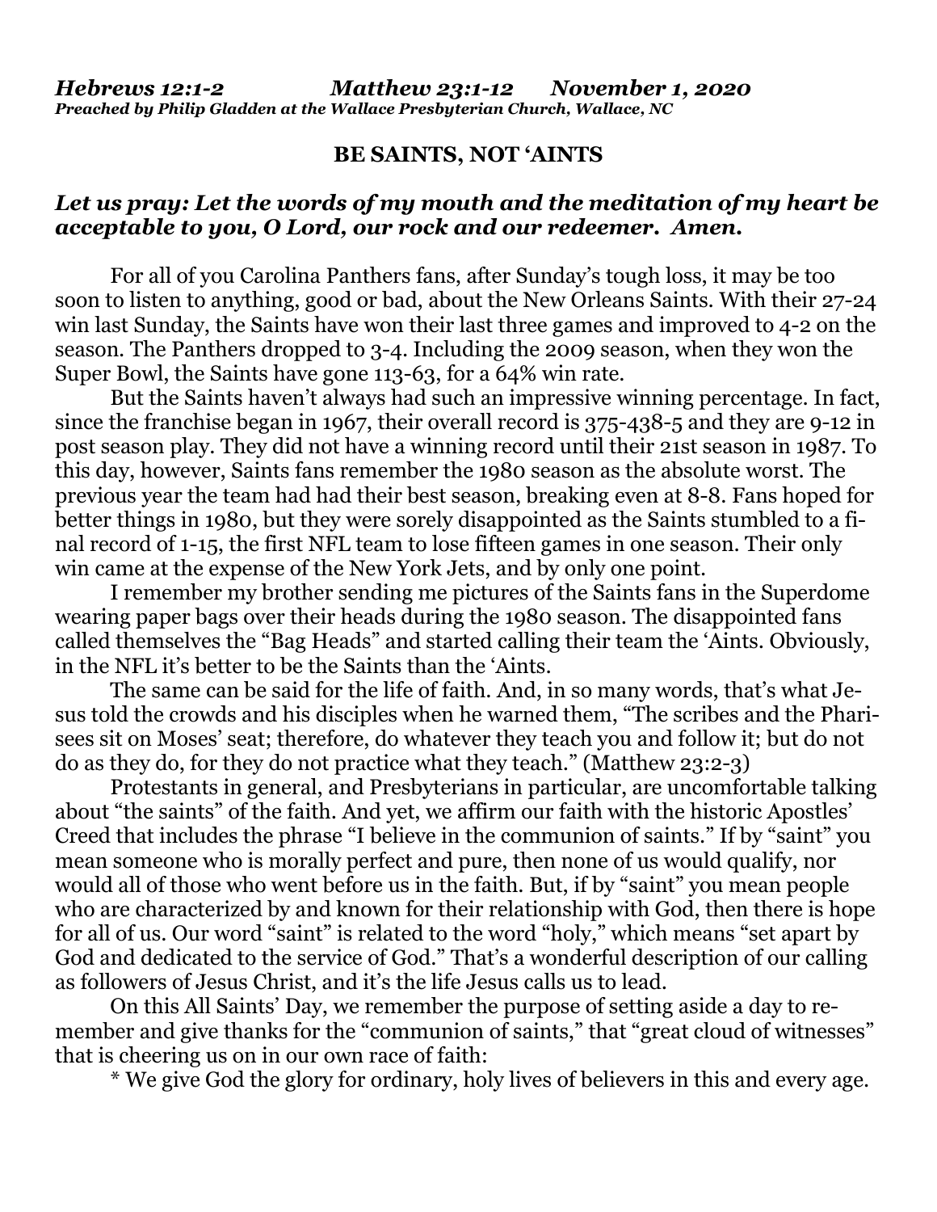*Hebrews 12:1-2 Matthew 23:1-12 November 1, 2020*
***Preached by Philip Gladden at the Wallace Presbyterian Church, Wallace, NC***

**BE SAINTS, NOT 'AINTS**

***Let us pray: Let the words of my mouth and the meditation of my heart be acceptable to you, O Lord, our rock and our redeemer. Amen.***

For all of you Carolina Panthers fans, after Sunday's tough loss, it may be too soon to listen to anything, good or bad, about the New Orleans Saints. With their 27-24 win last Sunday, the Saints have won their last three games and improved to 4-2 on the season. The Panthers dropped to 3-4. Including the 2009 season, when they won the Super Bowl, the Saints have gone 113-63, for a 64% win rate.

But the Saints haven't always had such an impressive winning percentage. In fact, since the franchise began in 1967, their overall record is 375-438-5 and they are 9-12 in post season play. They did not have a winning record until their 21st season in 1987. To this day, however, Saints fans remember the 1980 season as the absolute worst. The previous year the team had had their best season, breaking even at 8-8. Fans hoped for better things in 1980, but they were sorely disappointed as the Saints stumbled to a final record of 1-15, the first NFL team to lose fifteen games in one season. Their only win came at the expense of the New York Jets, and by only one point.

I remember my brother sending me pictures of the Saints fans in the Superdome wearing paper bags over their heads during the 1980 season. The disappointed fans called themselves the "Bag Heads" and started calling their team the 'Aints. Obviously, in the NFL it's better to be the Saints than the 'Aints.

The same can be said for the life of faith. And, in so many words, that's what Jesus told the crowds and his disciples when he warned them, "The scribes and the Pharisees sit on Moses' seat; therefore, do whatever they teach you and follow it; but do not do as they do, for they do not practice what they teach." (Matthew 23:2-3)

Protestants in general, and Presbyterians in particular, are uncomfortable talking about "the saints" of the faith. And yet, we affirm our faith with the historic Apostles' Creed that includes the phrase "I believe in the communion of saints." If by "saint" you mean someone who is morally perfect and pure, then none of us would qualify, nor would all of those who went before us in the faith. But, if by "saint" you mean people who are characterized by and known for their relationship with God, then there is hope for all of us. Our word "saint" is related to the word "holy," which means "set apart by God and dedicated to the service of God." That's a wonderful description of our calling as followers of Jesus Christ, and it's the life Jesus calls us to lead.

On this All Saints' Day, we remember the purpose of setting aside a day to remember and give thanks for the "communion of saints," that "great cloud of witnesses" that is cheering us on in our own race of faith:

* We give God the glory for ordinary, holy lives of believers in this and every age.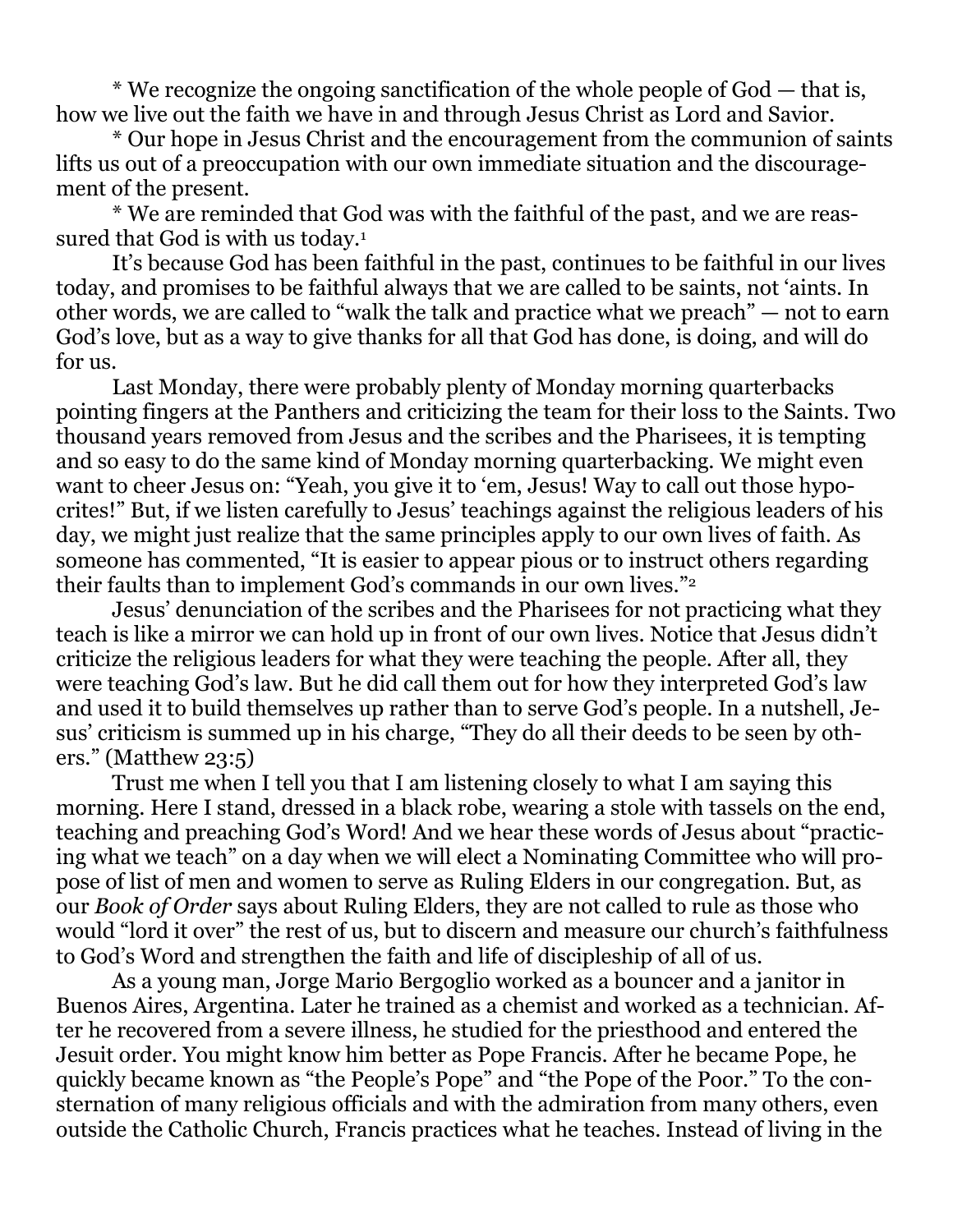* We recognize the ongoing sanctification of the whole people of God — that is, how we live out the faith we have in and through Jesus Christ as Lord and Savior.

* Our hope in Jesus Christ and the encouragement from the communion of saints lifts us out of a preoccupation with our own immediate situation and the discouragement of the present.

* We are reminded that God was with the faithful of the past, and we are reassured that God is with us today.[1]

It's because God has been faithful in the past, continues to be faithful in our lives today, and promises to be faithful always that we are called to be saints, not 'aints. In other words, we are called to "walk the talk and practice what we preach" — not to earn God's love, but as a way to give thanks for all that God has done, is doing, and will do for us.

Last Monday, there were probably plenty of Monday morning quarterbacks pointing fingers at the Panthers and criticizing the team for their loss to the Saints. Two thousand years removed from Jesus and the scribes and the Pharisees, it is tempting and so easy to do the same kind of Monday morning quarterbacking. We might even want to cheer Jesus on: "Yeah, you give it to 'em, Jesus! Way to call out those hypocrites!" But, if we listen carefully to Jesus' teachings against the religious leaders of his day, we might just realize that the same principles apply to our own lives of faith. As someone has commented, "It is easier to appear pious or to instruct others regarding their faults than to implement God's commands in our own lives."[2]

Jesus' denunciation of the scribes and the Pharisees for not practicing what they teach is like a mirror we can hold up in front of our own lives. Notice that Jesus didn't criticize the religious leaders for what they were teaching the people. After all, they were teaching God's law. But he did call them out for how they interpreted God's law and used it to build themselves up rather than to serve God's people. In a nutshell, Jesus' criticism is summed up in his charge, "They do all their deeds to be seen by others." (Matthew 23:5)

Trust me when I tell you that I am listening closely to what I am saying this morning. Here I stand, dressed in a black robe, wearing a stole with tassels on the end, teaching and preaching God's Word! And we hear these words of Jesus about "practicing what we teach" on a day when we will elect a Nominating Committee who will propose of list of men and women to serve as Ruling Elders in our congregation. But, as our *Book of Order* says about Ruling Elders, they are not called to rule as those who would "lord it over" the rest of us, but to discern and measure our church's faithfulness to God's Word and strengthen the faith and life of discipleship of all of us.

As a young man, Jorge Mario Bergoglio worked as a bouncer and a janitor in Buenos Aires, Argentina. Later he trained as a chemist and worked as a technician. After he recovered from a severe illness, he studied for the priesthood and entered the Jesuit order. You might know him better as Pope Francis. After he became Pope, he quickly became known as "the People's Pope" and "the Pope of the Poor." To the consternation of many religious officials and with the admiration from many others, even outside the Catholic Church, Francis practices what he teaches. Instead of living in the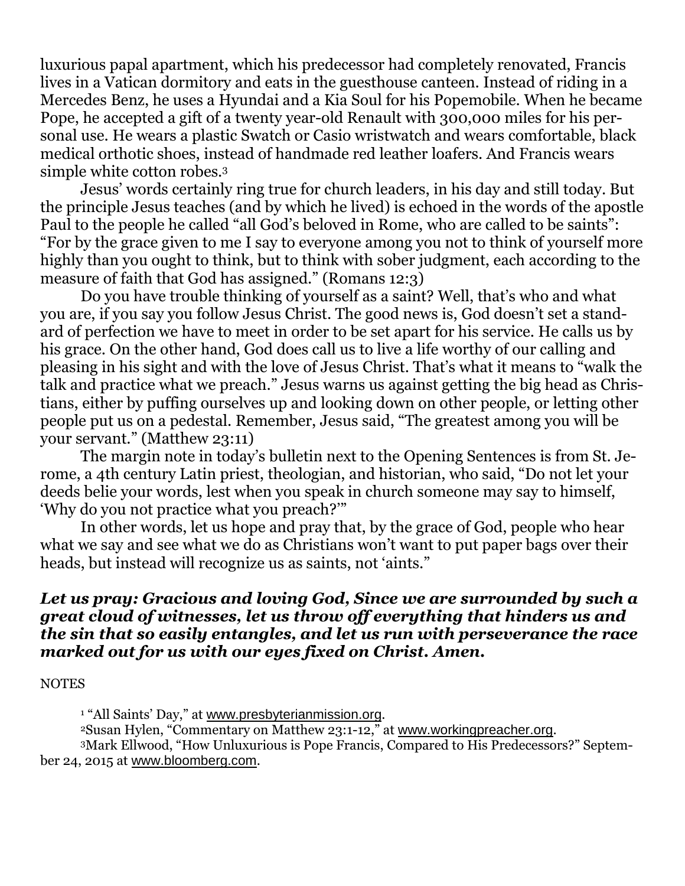luxurious papal apartment, which his predecessor had completely renovated, Francis lives in a Vatican dormitory and eats in the guesthouse canteen. Instead of riding in a Mercedes Benz, he uses a Hyundai and a Kia Soul for his Popemobile. When he became Pope, he accepted a gift of a twenty year-old Renault with 300,000 miles for his personal use. He wears a plastic Swatch or Casio wristwatch and wears comfortable, black medical orthotic shoes, instead of handmade red leather loafers. And Francis wears simple white cotton robes.[3]

Jesus' words certainly ring true for church leaders, in his day and still today. But the principle Jesus teaches (and by which he lived) is echoed in the words of the apostle Paul to the people he called "all God's beloved in Rome, who are called to be saints": "For by the grace given to me I say to everyone among you not to think of yourself more highly than you ought to think, but to think with sober judgment, each according to the measure of faith that God has assigned." (Romans 12:3)

Do you have trouble thinking of yourself as a saint? Well, that's who and what you are, if you say you follow Jesus Christ. The good news is, God doesn't set a standard of perfection we have to meet in order to be set apart for his service. He calls us by his grace. On the other hand, God does call us to live a life worthy of our calling and pleasing in his sight and with the love of Jesus Christ. That's what it means to "walk the talk and practice what we preach." Jesus warns us against getting the big head as Christians, either by puffing ourselves up and looking down on other people, or letting other people put us on a pedestal. Remember, Jesus said, "The greatest among you will be your servant." (Matthew 23:11)

The margin note in today's bulletin next to the Opening Sentences is from St. Jerome, a 4th century Latin priest, theologian, and historian, who said, "Do not let your deeds belie your words, lest when you speak in church someone may say to himself, 'Why do you not practice what you preach?'"

In other words, let us hope and pray that, by the grace of God, people who hear what we say and see what we do as Christians won't want to put paper bags over their heads, but instead will recognize us as saints, not 'aints."

***Let us pray: Gracious and loving God, Since we are surrounded by such a great cloud of witnesses, let us throw off everything that hinders us and the sin that so easily entangles, and let us run with perseverance the race marked out for us with our eyes fixed on Christ. Amen.***

NOTES

[1] "All Saints' Day," at www.presbyterianmission.org.

[2] Susan Hylen, "Commentary on Matthew 23:1-12," at www.workingpreacher.org.

[3] Mark Ellwood, "How Unluxurious is Pope Francis, Compared to His Predecessors?" September 24, 2015 at www.bloomberg.com.